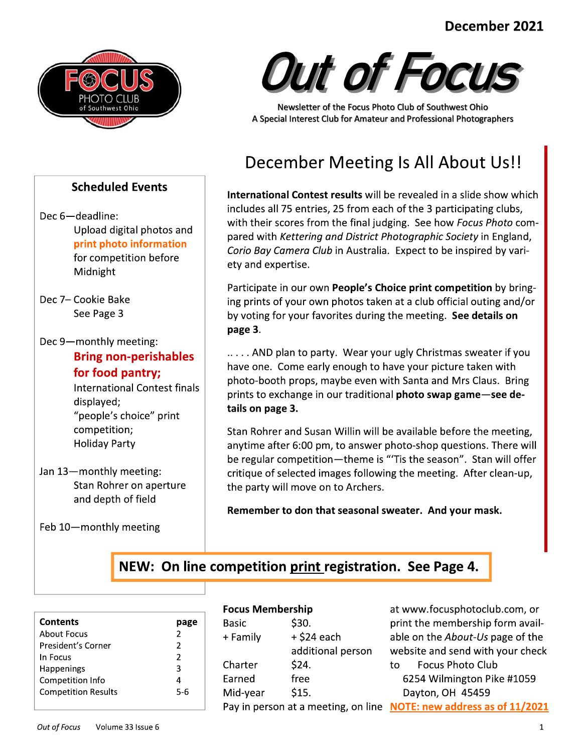December 2021

# Out of Focus

Newsletter of the Focus Photo Club of Southwest Ohio
A Special Interest Club for Amateur and Professional Photographers

## December Meeting Is All About Us!!

**International Contest results** will be revealed in a slide show which includes all 75 entries, 25 from each of the 3 participating clubs, with their scores from the final judging. See how *Focus Photo* compared with *Kettering and District Photographic Society* in England, *Corio Bay Camera Club* in Australia. Expect to be inspired by variety and expertise.

Participate in our own **People's Choice print competition** by bringing prints of your own photos taken at a club official outing and/or by voting for your favorites during the meeting. **See details on page 3**.

.. . . . AND plan to party. Wear your ugly Christmas sweater if you have one. Come early enough to have your picture taken with photo-booth props, maybe even with Santa and Mrs Claus. Bring prints to exchange in our traditional **photo swap game—see details on page 3.**

Stan Rohrer and Susan Willin will be available before the meeting, anytime after 6:00 pm, to answer photo-shop questions. There will be regular competition—theme is "'Tis the season". Stan will offer critique of selected images following the meeting. After clean-up, the party will move on to Archers.

**Remember to don that seasonal sweater. And your mask.**

### Scheduled Events

Dec 6—deadline:
Upload digital photos and **print photo information** for competition before Midnight

Dec 7– Cookie Bake
See Page 3

Dec 9—monthly meeting:
**Bring non-perishables for food pantry;**
International Contest finals displayed;
"people's choice" print competition;
Holiday Party

Jan 13—monthly meeting:
Stan Rohrer on aperture and depth of field

Feb 10—monthly meeting

**NEW: On line competition print registration. See Page 4.**

| Contents | page |
|---|---|
| About Focus | 2 |
| President's Corner | 2 |
| In Focus | 2 |
| Happenings | 3 |
| Competition Info | 4 |
| Competition Results | 5-6 |

**Focus Membership**

| | |
|---|---|
| Basic | $30. |
| + Family | + $24 each additional person |
| Charter | $24. |
| Earned | free |
| Mid-year | $15. |

Pay in person at a meeting, on line at www.focusphotoclub.com, or print the membership form available on the *About-Us* page of the website and send with your check to Focus Photo Club
6254 Wilmington Pike #1059
Dayton, OH 45459
**NOTE: new address as of 11/2021**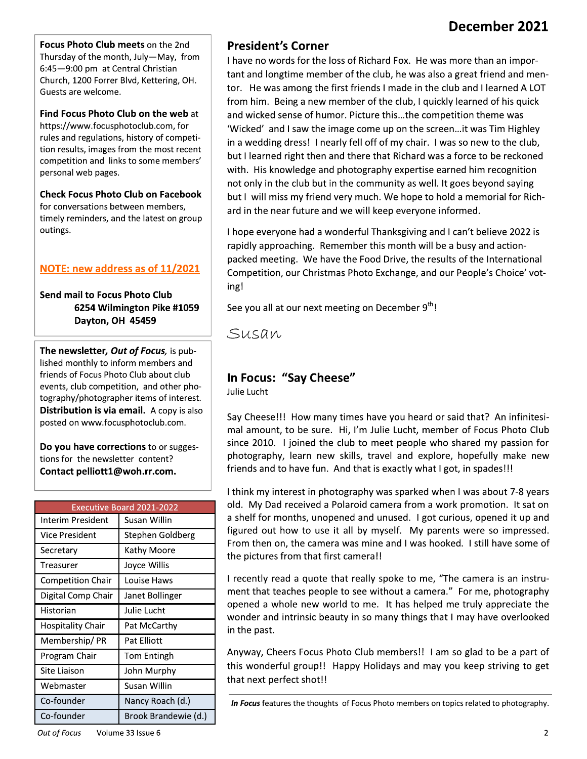**Focus Photo Club meets** on the 2nd Thursday of the month, July—May, from 6:45—9:00 pm at Central Christian Church, 1200 Forrer Blvd, Kettering, OH. Guests are welcome.

**Find Focus Photo Club on the web** at https://www.focusphotoclub.com, for rules and regulations, history of competition results, images from the most recent competition and links to some members' personal web pages.

**Check Focus Photo Club on Facebook** for conversations between members, timely reminders, and the latest on group outings.

**NOTE: new address as of 11/2021**

**Send mail to Focus Photo Club**
**6254 Wilmington Pike #1059**
**Dayton, OH 45459**

**The newsletter, *Out of Focus*,** is published monthly to inform members and friends of Focus Photo Club about club events, club competition, and other photography/photographer items of interest. **Distribution is via email.** A copy is also posted on www.focusphotoclub.com.

**Do you have corrections** to or suggestions for the newsletter content? **Contact pelliott1@woh.rr.com.**

| Executive Board 2021-2022 | |
|---|---|
| Interim President | Susan Willin |
| Vice President | Stephen Goldberg |
| Secretary | Kathy Moore |
| Treasurer | Joyce Willis |
| Competition Chair | Louise Haws |
| Digital Comp Chair | Janet Bollinger |
| Historian | Julie Lucht |
| Hospitality Chair | Pat McCarthy |
| Membership/ PR | Pat Elliott |
| Program Chair | Tom Entingh |
| Site Liaison | John Murphy |
| Webmaster | Susan Willin |
| Co-founder | Nancy Roach (d.) |
| Co-founder | Brook Brandewie (d.) |

## President's Corner

I have no words for the loss of Richard Fox. He was more than an important and longtime member of the club, he was also a great friend and mentor. He was among the first friends I made in the club and I learned A LOT from him. Being a new member of the club, I quickly learned of his quick and wicked sense of humor. Picture this…the competition theme was 'Wicked' and I saw the image come up on the screen…it was Tim Highley in a wedding dress! I nearly fell off of my chair. I was so new to the club, but I learned right then and there that Richard was a force to be reckoned with. His knowledge and photography expertise earned him recognition not only in the club but in the community as well. It goes beyond saying but I will miss my friend very much. We hope to hold a memorial for Richard in the near future and we will keep everyone informed.

I hope everyone had a wonderful Thanksgiving and I can't believe 2022 is rapidly approaching. Remember this month will be a busy and action-packed meeting. We have the Food Drive, the results of the International Competition, our Christmas Photo Exchange, and our People's Choice' voting!

See you all at our next meeting on December 9th!

Susan

## In Focus: "Say Cheese"

Julie Lucht

Say Cheese!!! How many times have you heard or said that? An infinitesimal amount, to be sure. Hi, I'm Julie Lucht, member of Focus Photo Club since 2010. I joined the club to meet people who shared my passion for photography, learn new skills, travel and explore, hopefully make new friends and to have fun. And that is exactly what I got, in spades!!!

I think my interest in photography was sparked when I was about 7-8 years old. My Dad received a Polaroid camera from a work promotion. It sat on a shelf for months, unopened and unused. I got curious, opened it up and figured out how to use it all by myself. My parents were so impressed. From then on, the camera was mine and I was hooked. I still have some of the pictures from that first camera!!

I recently read a quote that really spoke to me, "The camera is an instrument that teaches people to see without a camera." For me, photography opened a whole new world to me. It has helped me truly appreciate the wonder and intrinsic beauty in so many things that I may have overlooked in the past.

Anyway, Cheers Focus Photo Club members!! I am so glad to be a part of this wonderful group!! Happy Holidays and may you keep striving to get that next perfect shot!!

***In Focus*** features the thoughts of Focus Photo members on topics related to photography.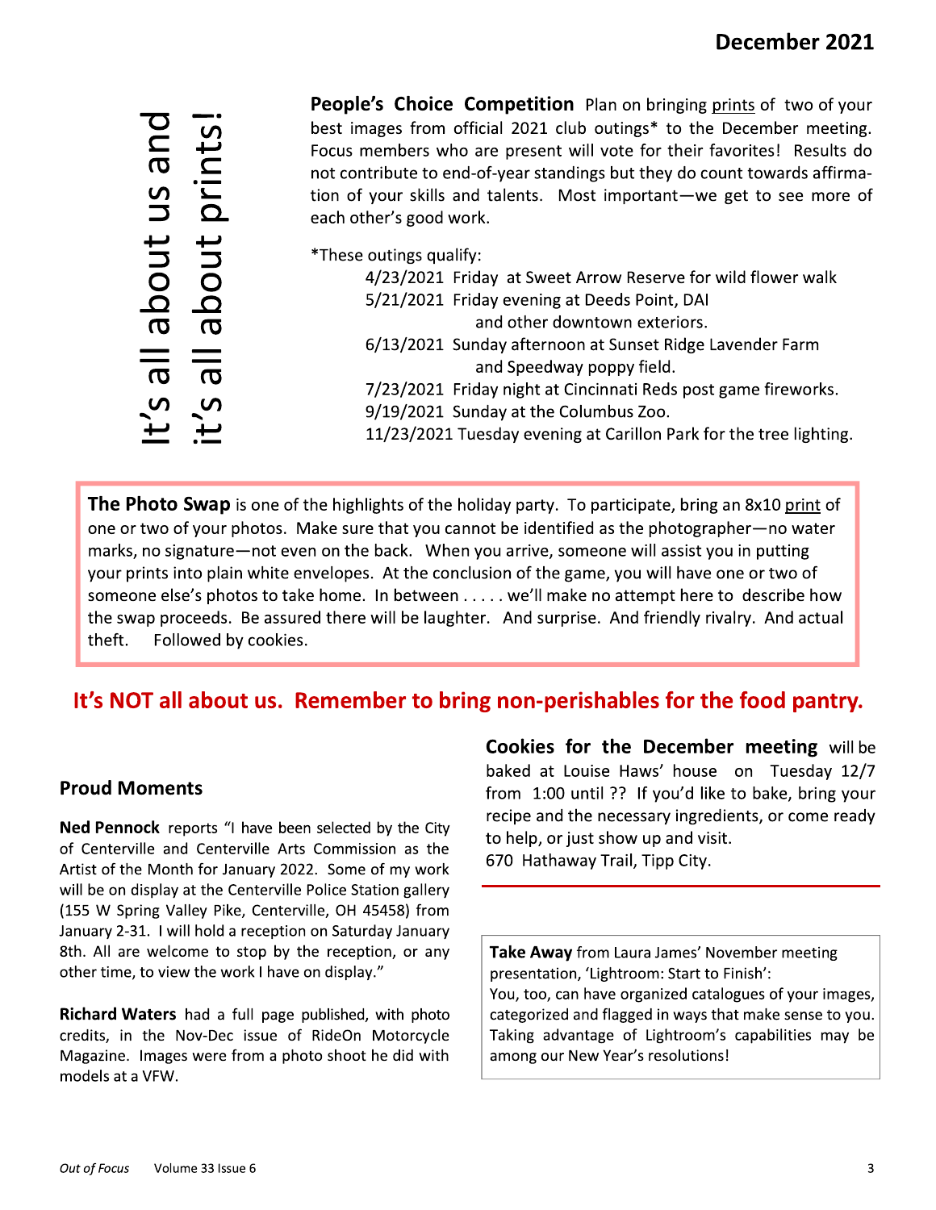It's all about us and it's all about prints!

**People's Choice Competition** Plan on bringing prints of two of your best images from official 2021 club outings* to the December meeting. Focus members who are present will vote for their favorites! Results do not contribute to end-of-year standings but they do count towards affirmation of your skills and talents. Most important—we get to see more of each other's good work.

*These outings qualify:

- 4/23/2021 Friday at Sweet Arrow Reserve for wild flower walk
- 5/21/2021 Friday evening at Deeds Point, DAI and other downtown exteriors.
- 6/13/2021 Sunday afternoon at Sunset Ridge Lavender Farm and Speedway poppy field.
- 7/23/2021 Friday night at Cincinnati Reds post game fireworks.
- 9/19/2021 Sunday at the Columbus Zoo.
- 11/23/2021 Tuesday evening at Carillon Park for the tree lighting.

**The Photo Swap** is one of the highlights of the holiday party. To participate, bring an 8x10 print of one or two of your photos. Make sure that you cannot be identified as the photographer—no water marks, no signature—not even on the back. When you arrive, someone will assist you in putting your prints into plain white envelopes. At the conclusion of the game, you will have one or two of someone else's photos to take home. In between . . . . . we'll make no attempt here to describe how the swap proceeds. Be assured there will be laughter. And surprise. And friendly rivalry. And actual theft. Followed by cookies.

**It's NOT all about us. Remember to bring non-perishables for the food pantry.**

## Proud Moments

**Ned Pennock** reports "I have been selected by the City of Centerville and Centerville Arts Commission as the Artist of the Month for January 2022. Some of my work will be on display at the Centerville Police Station gallery (155 W Spring Valley Pike, Centerville, OH 45458) from January 2-31. I will hold a reception on Saturday January 8th. All are welcome to stop by the reception, or any other time, to view the work I have on display."

**Richard Waters** had a full page published, with photo credits, in the Nov-Dec issue of RideOn Motorcycle Magazine. Images were from a photo shoot he did with models at a VFW.

**Cookies for the December meeting** will be baked at Louise Haws' house on Tuesday 12/7 from 1:00 until ?? If you'd like to bake, bring your recipe and the necessary ingredients, or come ready to help, or just show up and visit.
670 Hathaway Trail, Tipp City.

**Take Away** from Laura James' November meeting presentation, 'Lightroom: Start to Finish':
You, too, can have organized catalogues of your images, categorized and flagged in ways that make sense to you. Taking advantage of Lightroom's capabilities may be among our New Year's resolutions!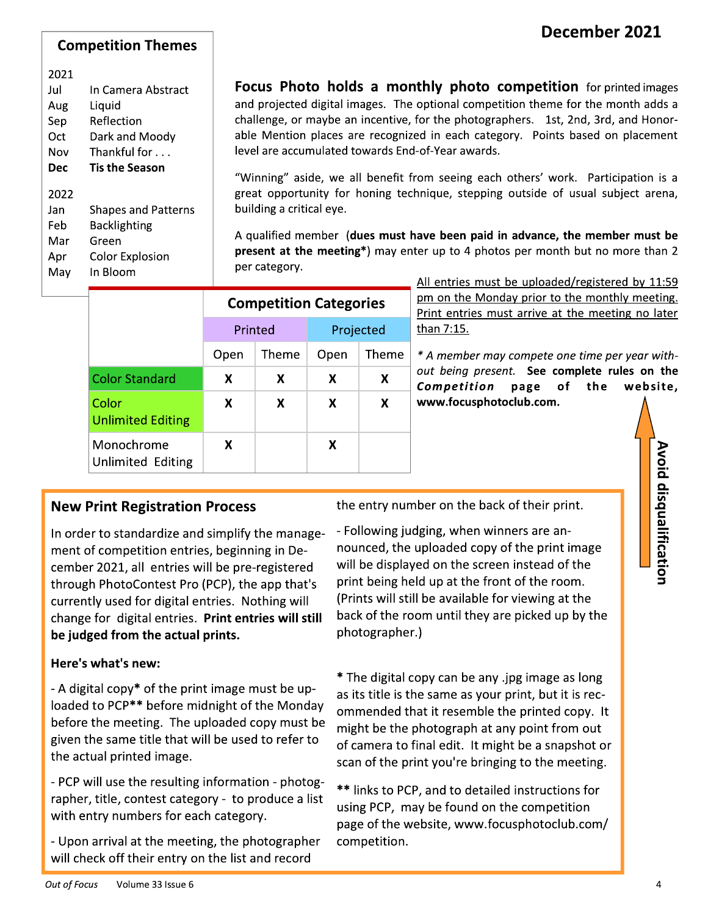December 2021

## Competition Themes

2021

| | |
|---|---|
| Jul | In Camera Abstract |
| Aug | Liquid |
| Sep | Reflection |
| Oct | Dark and Moody |
| Nov | Thankful for . . . |
| **Dec** | **Tis the Season** |

2022

| | |
|---|---|
| Jan | Shapes and Patterns |
| Feb | Backlighting |
| Mar | Green |
| Apr | Color Explosion |
| May | In Bloom |

**Focus Photo holds a monthly photo competition** for printed images and projected digital images. The optional competition theme for the month adds a challenge, or maybe an incentive, for the photographers. 1st, 2nd, 3rd, and Honorable Mention places are recognized in each category. Points based on placement level are accumulated towards End-of-Year awards.

"Winning" aside, we all benefit from seeing each others' work. Participation is a great opportunity for honing technique, stepping outside of usual subject arena, building a critical eye.

A qualified member (**dues must have been paid in advance, the member must be present at the meeting***) may enter up to 4 photos per month but no more than 2 per category.

| Competition Categories | Printed | | Projected | |
|---|---|---|---|---|
| | Open | Theme | Open | Theme |
| Color Standard | X | X | X | X |
| Color Unlimited Editing | X | X | X | X |
| Monochrome Unlimited Editing | X | | X | |

All entries must be uploaded/registered by 11:59 pm on the Monday prior to the monthly meeting. Print entries must arrive at the meeting no later than 7:15.

*\* A member may compete one time per year without being present.* **See complete rules on the *Competition* page of the website, www.focusphotoclub.com.**

**Avoid disqualification**

## New Print Registration Process

In order to standardize and simplify the management of competition entries, beginning in December 2021, all entries will be pre-registered through PhotoContest Pro (PCP), the app that's currently used for digital entries. Nothing will change for digital entries. **Print entries will still be judged from the actual prints.**

**Here's what's new:**

- A digital copy* of the print image must be uploaded to PCP** before midnight of the Monday before the meeting. The uploaded copy must be given the same title that will be used to refer to the actual printed image.

- PCP will use the resulting information - photographer, title, contest category - to produce a list with entry numbers for each category.

- Upon arrival at the meeting, the photographer will check off their entry on the list and record the entry number on the back of their print.

- Following judging, when winners are announced, the uploaded copy of the print image will be displayed on the screen instead of the print being held up at the front of the room. (Prints will still be available for viewing at the back of the room until they are picked up by the photographer.)

\* The digital copy can be any .jpg image as long as its title is the same as your print, but it is recommended that it resemble the printed copy. It might be the photograph at any point from out of camera to final edit. It might be a snapshot or scan of the print you're bringing to the meeting.

\*\* links to PCP, and to detailed instructions for using PCP, may be found on the competition page of the website, www.focusphotoclub.com/competition.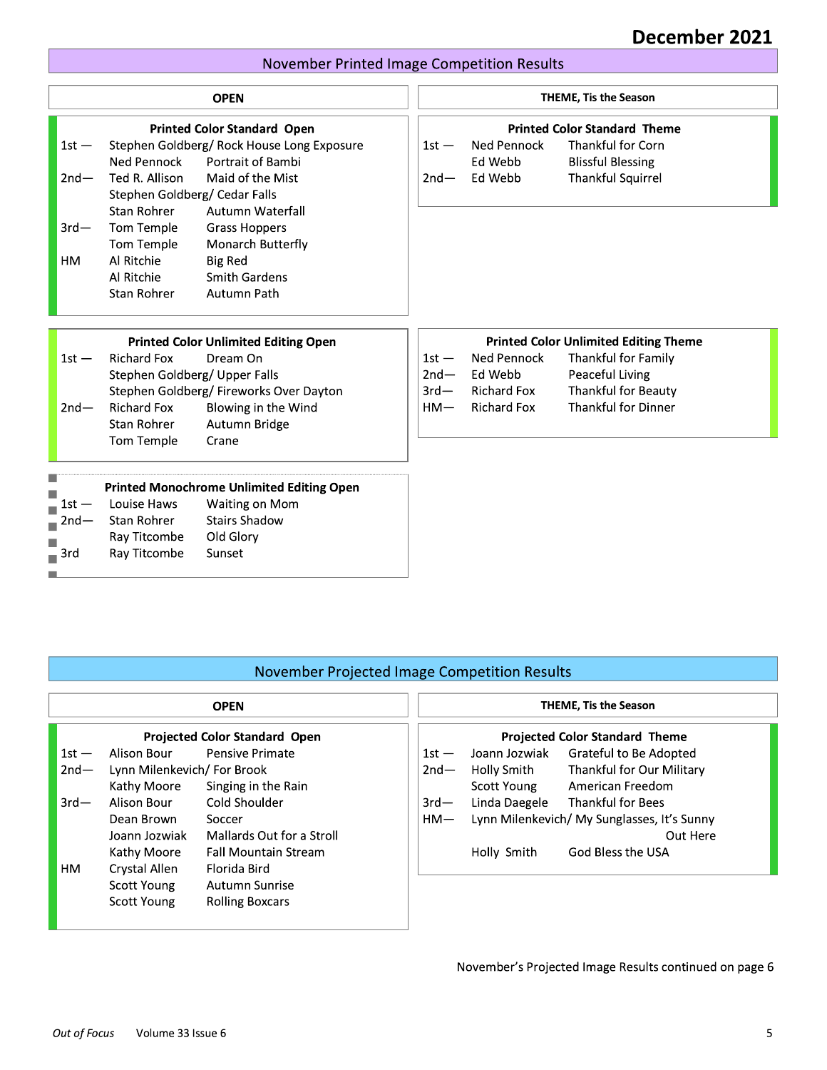# November Printed Image Competition Results

## OPEN

### Printed Color Standard Open

| Place | Name | Title |
|---|---|---|
| 1st — | Stephen Goldberg/ | Rock House Long Exposure |
| | Ned Pennock | Portrait of Bambi |
| 2nd— | Ted R. Allison | Maid of the Mist |
| | Stephen Goldberg/ | Cedar Falls |
| | Stan Rohrer | Autumn Waterfall |
| 3rd— | Tom Temple | Grass Hoppers |
| | Tom Temple | Monarch Butterfly |
| HM | Al Ritchie | Big Red |
| | Al Ritchie | Smith Gardens |
| | Stan Rohrer | Autumn Path |

### Printed Color Unlimited Editing Open

| Place | Name | Title |
|---|---|---|
| 1st — | Richard Fox | Dream On |
| | Stephen Goldberg/ | Upper Falls |
| | Stephen Goldberg/ | Fireworks Over Dayton |
| 2nd— | Richard Fox | Blowing in the Wind |
| | Stan Rohrer | Autumn Bridge |
| | Tom Temple | Crane |

### Printed Monochrome Unlimited Editing Open

| Place | Name | Title |
|---|---|---|
| 1st — | Louise Haws | Waiting on Mom |
| 2nd— | Stan Rohrer | Stairs Shadow |
| | Ray Titcombe | Old Glory |
| 3rd | Ray Titcombe | Sunset |

## THEME, Tis the Season

### Printed Color Standard Theme

| Place | Name | Title |
|---|---|---|
| 1st — | Ned Pennock | Thankful for Corn |
| | Ed Webb | Blissful Blessing |
| 2nd— | Ed Webb | Thankful Squirrel |

### Printed Color Unlimited Editing Theme

| Place | Name | Title |
|---|---|---|
| 1st — | Ned Pennock | Thankful for Family |
| 2nd— | Ed Webb | Peaceful Living |
| 3rd— | Richard Fox | Thankful for Beauty |
| HM— | Richard Fox | Thankful for Dinner |

# November Projected Image Competition Results

## OPEN

### Projected Color Standard Open

| Place | Name | Title |
|---|---|---|
| 1st — | Alison Bour | Pensive Primate |
| 2nd— | Lynn Milenkevich/ | For Brook |
| | Kathy Moore | Singing in the Rain |
| 3rd— | Alison Bour | Cold Shoulder |
| | Dean Brown | Soccer |
| | Joann Jozwiak | Mallards Out for a Stroll |
| | Kathy Moore | Fall Mountain Stream |
| HM | Crystal Allen | Florida Bird |
| | Scott Young | Autumn Sunrise |
| | Scott Young | Rolling Boxcars |

## THEME, Tis the Season

### Projected Color Standard Theme

| Place | Name | Title |
|---|---|---|
| 1st — | Joann Jozwiak | Grateful to Be Adopted |
| 2nd— | Holly Smith | Thankful for Our Military |
| | Scott Young | American Freedom |
| 3rd— | Linda Daegele | Thankful for Bees |
| HM— | Lynn Milenkevich/ | My Sunglasses, It's Sunny Out Here |
| | Holly Smith | God Bless the USA |

November's Projected Image Results continued on page 6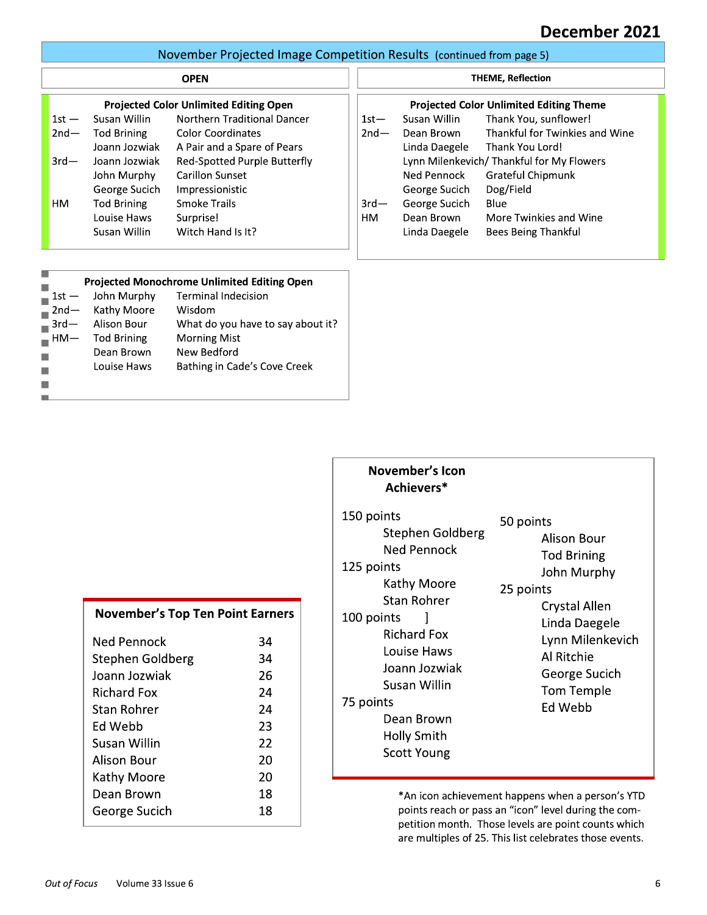## November Projected Image Competition Results (continued from page 5)

### OPEN

**Projected Color Unlimited Editing Open**

| | | |
|---|---|---|
| 1st — | Susan Willin | Northern Traditional Dancer |
| 2nd— | Tod Brining | Color Coordinates |
| | Joann Jozwiak | A Pair and a Spare of Pears |
| 3rd— | Joann Jozwiak | Red-Spotted Purple Butterfly |
| | John Murphy | Carillon Sunset |
| | George Sucich | Impressionistic |
| HM | Tod Brining | Smoke Trails |
| | Louise Haws | Surprise! |
| | Susan Willin | Witch Hand Is It? |

**Projected Monochrome Unlimited Editing Open**

| | | |
|---|---|---|
| 1st — | John Murphy | Terminal Indecision |
| 2nd— | Kathy Moore | Wisdom |
| 3rd— | Alison Bour | What do you have to say about it? |
| HM— | Tod Brining | Morning Mist |
| | Dean Brown | New Bedford |
| | Louise Haws | Bathing in Cade's Cove Creek |

### THEME, Reflection

**Projected Color Unlimited Editing Theme**

| | | |
|---|---|---|
| 1st— | Susan Willin | Thank You, sunflower! |
| 2nd— | Dean Brown | Thankful for Twinkies and Wine |
| | Linda Daegele | Thank You Lord! |
| | Lynn Milenkevich/ | Thankful for My Flowers |
| | Ned Pennock | Grateful Chipmunk |
| | George Sucich | Dog/Field |
| 3rd— | George Sucich | Blue |
| HM | Dean Brown | More Twinkies and Wine |
| | Linda Daegele | Bees Being Thankful |

### November's Top Ten Point Earners

| | |
|---|---|
| Ned Pennock | 34 |
| Stephen Goldberg | 34 |
| Joann Jozwiak | 26 |
| Richard Fox | 24 |
| Stan Rohrer | 24 |
| Ed Webb | 23 |
| Susan Willin | 22 |
| Alison Bour | 20 |
| Kathy Moore | 20 |
| Dean Brown | 18 |
| George Sucich | 18 |

### November's Icon Achievers*

150 points
- Stephen Goldberg
- Ned Pennock

125 points
- Kathy Moore
- Stan Rohrer

100 points ]
- Richard Fox
- Louise Haws
- Joann Jozwiak
- Susan Willin

75 points
- Dean Brown
- Holly Smith
- Scott Young

50 points
- Alison Bour
- Tod Brining
- John Murphy

25 points
- Crystal Allen
- Linda Daegele
- Lynn Milenkevich
- Al Ritchie
- George Sucich
- Tom Temple
- Ed Webb

*An icon achievement happens when a person's YTD points reach or pass an "icon" level during the competition month. Those levels are point counts which are multiples of 25. This list celebrates those events.